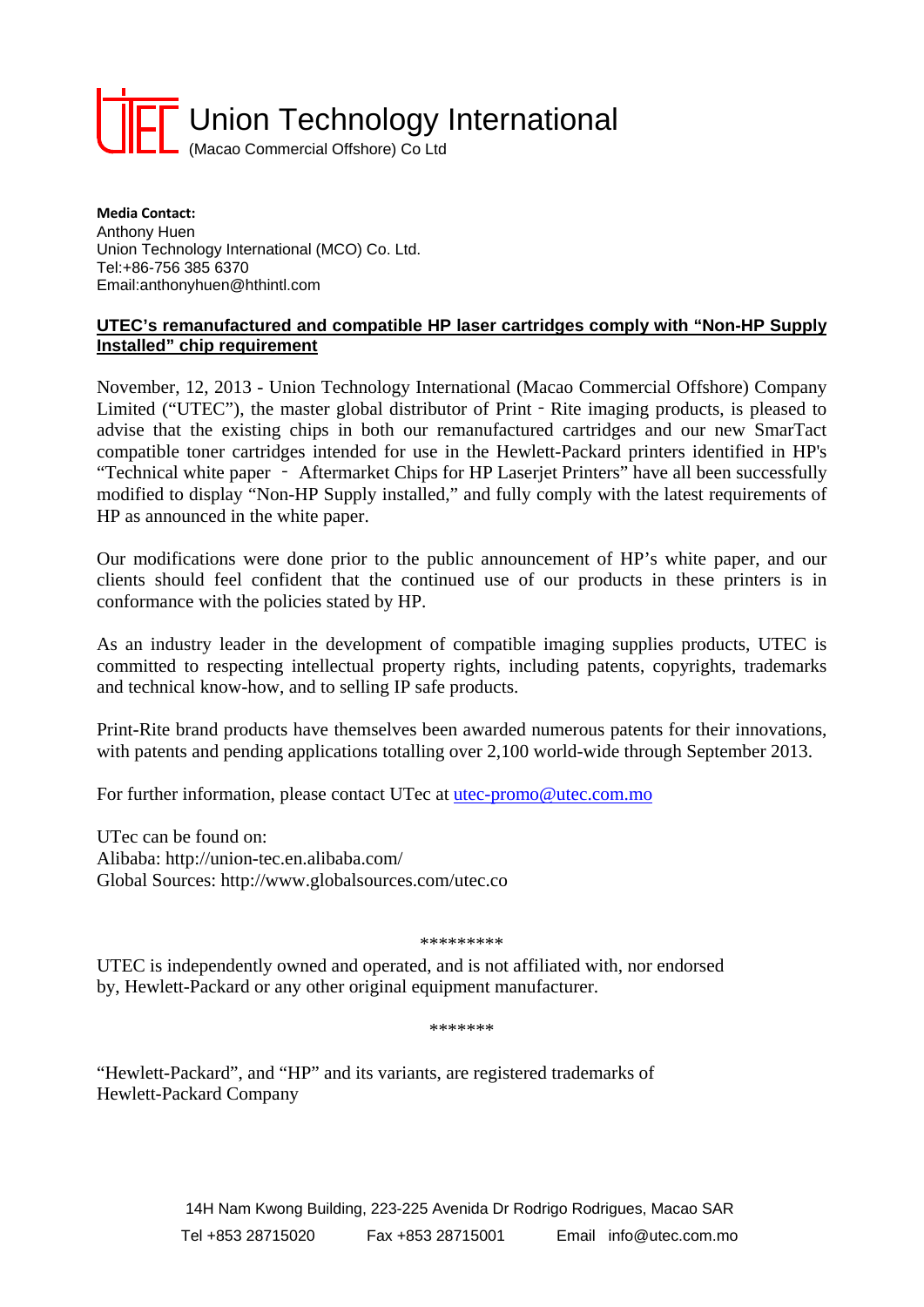# Union Technology International

(Macao Commercial Offshore) Co Ltd

**Media Contact:**
Anthony Huen
Union Technology International (MCO) Co. Ltd.
Tel:+86-756 385 6370
Email:anthonyhuen@hthintl.com

**UTEC's remanufactured and compatible HP laser cartridges comply with "Non-HP Supply Installed" chip requirement**

November, 12, 2013 - Union Technology International (Macao Commercial Offshore) Company Limited ("UTEC"), the master global distributor of Print‐Rite imaging products, is pleased to advise that the existing chips in both our remanufactured cartridges and our new SmarTact compatible toner cartridges intended for use in the Hewlett-Packard printers identified in HP's "Technical white paper ‐ Aftermarket Chips for HP Laserjet Printers" have all been successfully modified to display "Non-HP Supply installed," and fully comply with the latest requirements of HP as announced in the white paper.

Our modifications were done prior to the public announcement of HP's white paper, and our clients should feel confident that the continued use of our products in these printers is in conformance with the policies stated by HP.

As an industry leader in the development of compatible imaging supplies products, UTEC is committed to respecting intellectual property rights, including patents, copyrights, trademarks and technical know-how, and to selling IP safe products.

Print-Rite brand products have themselves been awarded numerous patents for their innovations, with patents and pending applications totalling over 2,100 world-wide through September 2013.

For further information, please contact UTec at utec-promo@utec.com.mo

UTec can be found on:
Alibaba: http://union-tec.en.alibaba.com/
Global Sources: http://www.globalsources.com/utec.co

*********

UTEC is independently owned and operated, and is not affiliated with, nor endorsed by, Hewlett-Packard or any other original equipment manufacturer.

*******

"Hewlett-Packard", and "HP" and its variants, are registered trademarks of Hewlett-Packard Company

14H Nam Kwong Building, 223-225 Avenida Dr Rodrigo Rodrigues, Macao SAR
Tel +853 28715020 Fax +853 28715001 Email info@utec.com.mo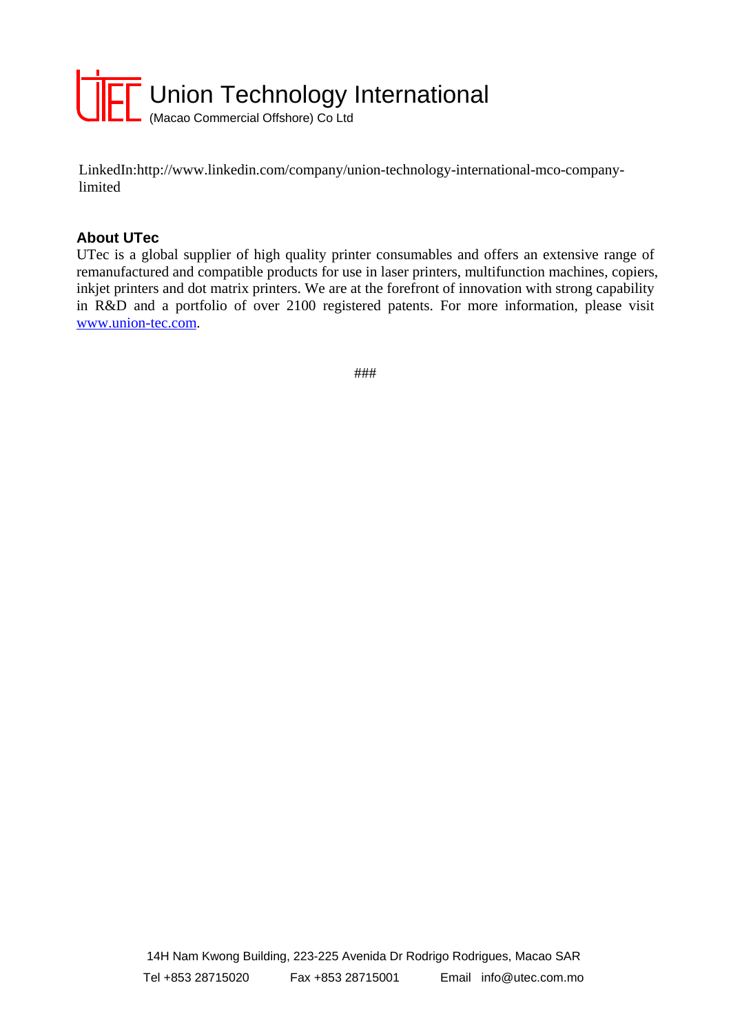LinkedIn:http://www.linkedin.com/company/union-technology-international-mco-company-limited

**About UTec**

UTec is a global supplier of high quality printer consumables and offers an extensive range of remanufactured and compatible products for use in laser printers, multifunction machines, copiers, inkjet printers and dot matrix printers. We are at the forefront of innovation with strong capability in R&D and a portfolio of over 2100 registered patents. For more information, please visit www.union-tec.com.

###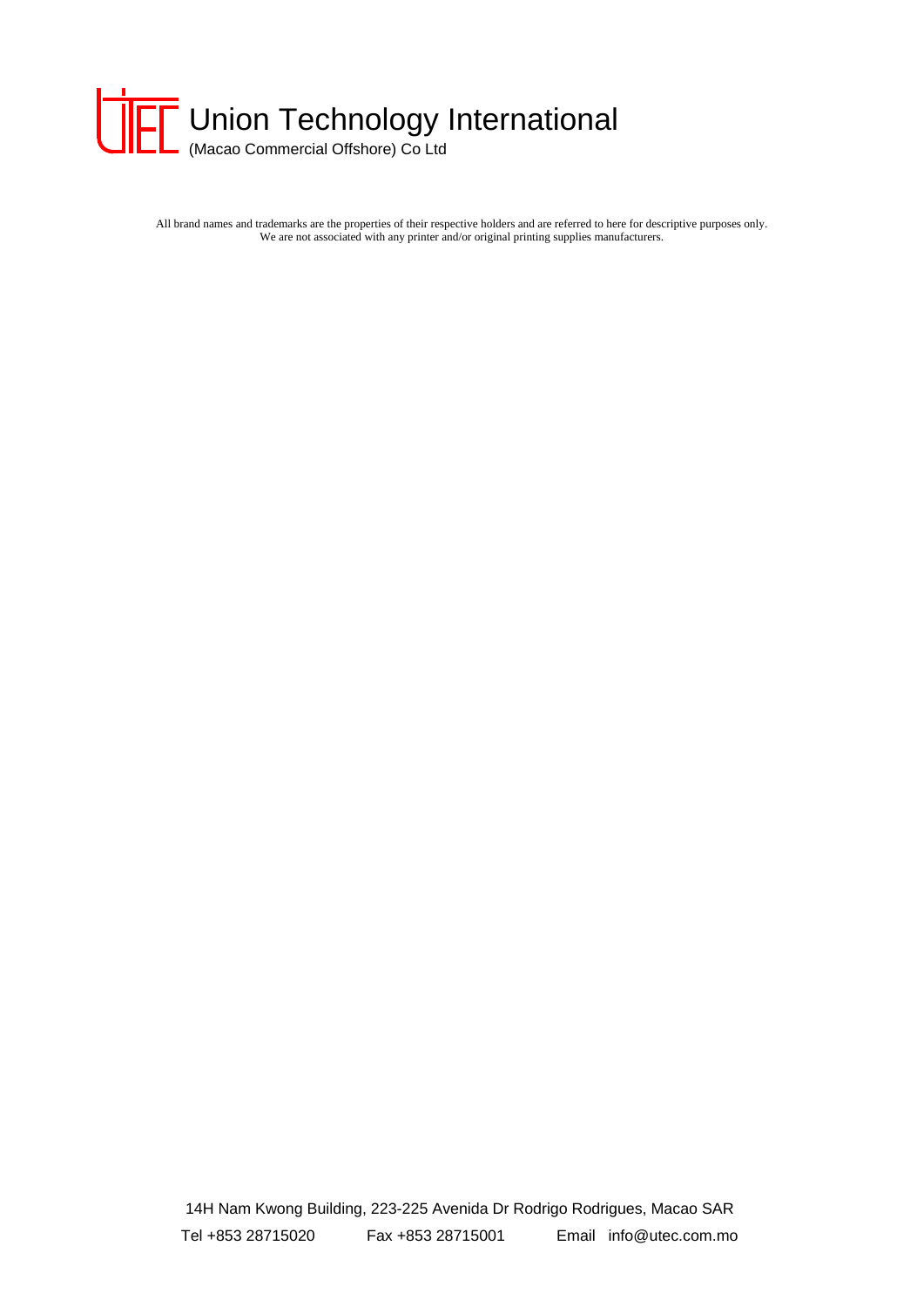# Union Technology International

(Macao Commercial Offshore) Co Ltd

All brand names and trademarks are the properties of their respective holders and are referred to here for descriptive purposes only.
We are not associated with any printer and/or original printing supplies manufacturers.

14H Nam Kwong Building, 223-225 Avenida Dr Rodrigo Rodrigues, Macao SAR

Tel +853 28715020 Fax +853 28715001 Email info@utec.com.mo